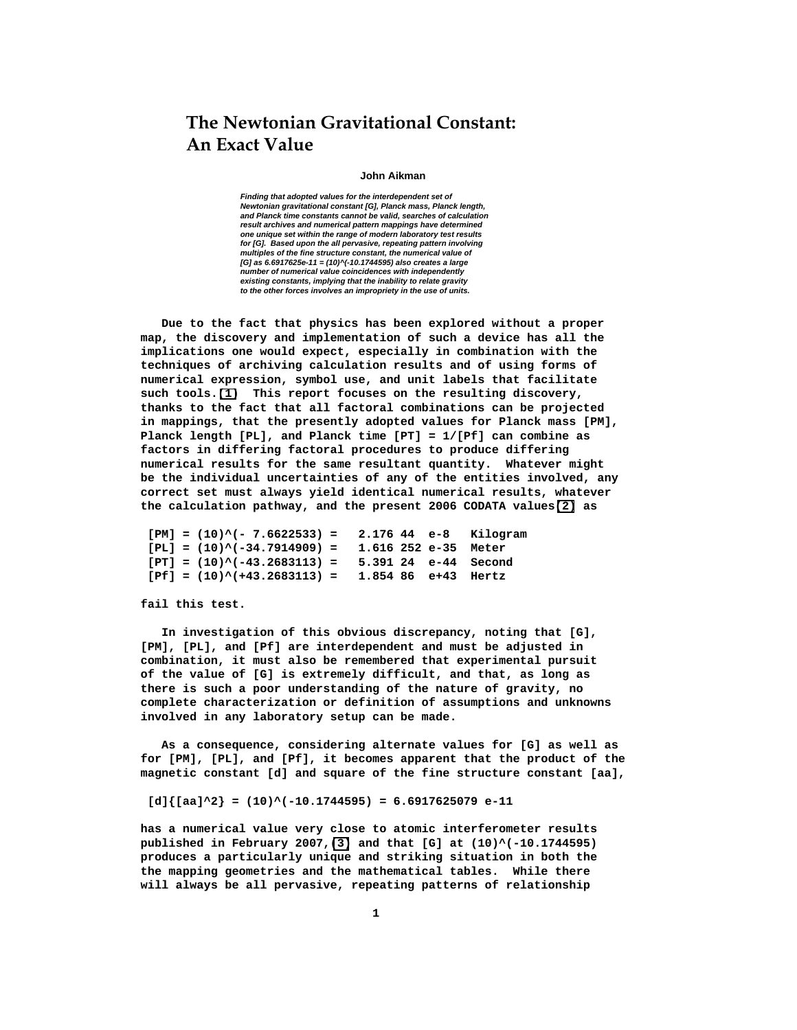# The Newtonian Gravitational Constant: An Exact Value

**John Aikman**

***Finding that adopted values for the interdependent set of Newtonian gravitational constant [G], Planck mass, Planck length, and Planck time constants cannot be valid, searches of calculation result archives and numerical pattern mappings have determined one unique set within the range of modern laboratory test results for [G]. Based upon the all pervasive, repeating pattern involving multiples of the fine structure constant, the numerical value of [G] as 6.6917625e-11 = (10)^(-10.1744595) also creates a large number of numerical value coincidences with independently existing constants, implying that the inability to relate gravity to the other forces involves an impropriety in the use of units.***

**Due to the fact that physics has been explored without a proper map, the discovery and implementation of such a device has all the implications one would expect, especially in combination with the techniques of archiving calculation results and of using forms of numerical expression, symbol use, and unit labels that facilitate such tools. [1] This report focuses on the resulting discovery, thanks to the fact that all factoral combinations can be projected in mappings, that the presently adopted values for Planck mass [PM], Planck length [PL], and Planck time [PT] = 1/[Pf] can combine as factors in differing factoral procedures to produce differing numerical results for the same resultant quantity. Whatever might be the individual uncertainties of any of the entities involved, any correct set must always yield identical numerical results, whatever the calculation pathway, and the present 2006 CODATA values [2] as**

```
[PM] = (10)^(- 7.6622533) =   2.176 44  e-8   Kilogram
[PL] = (10)^(-34.7914909) =   1.616 252 e-35  Meter
[PT] = (10)^(-43.2683113) =   5.391 24  e-44  Second
[Pf] = (10)^(+43.2683113) =   1.854 86  e+43  Hertz
```

**fail this test.**

**In investigation of this obvious discrepancy, noting that [G], [PM], [PL], and [Pf] are interdependent and must be adjusted in combination, it must also be remembered that experimental pursuit of the value of [G] is extremely difficult, and that, as long as there is such a poor understanding of the nature of gravity, no complete characterization or definition of assumptions and unknowns involved in any laboratory setup can be made.**

**As a consequence, considering alternate values for [G] as well as for [PM], [PL], and [Pf], it becomes apparent that the product of the magnetic constant [d] and square of the fine structure constant [aa],**

```
[d]{[aa]^2} = (10)^(-10.1744595) = 6.6917625079 e-11
```

**has a numerical value very close to atomic interferometer results published in February 2007, [3] and that [G] at (10)^(-10.1744595) produces a particularly unique and striking situation in both the the mapping geometries and the mathematical tables. While there will always be all pervasive, repeating patterns of relationship**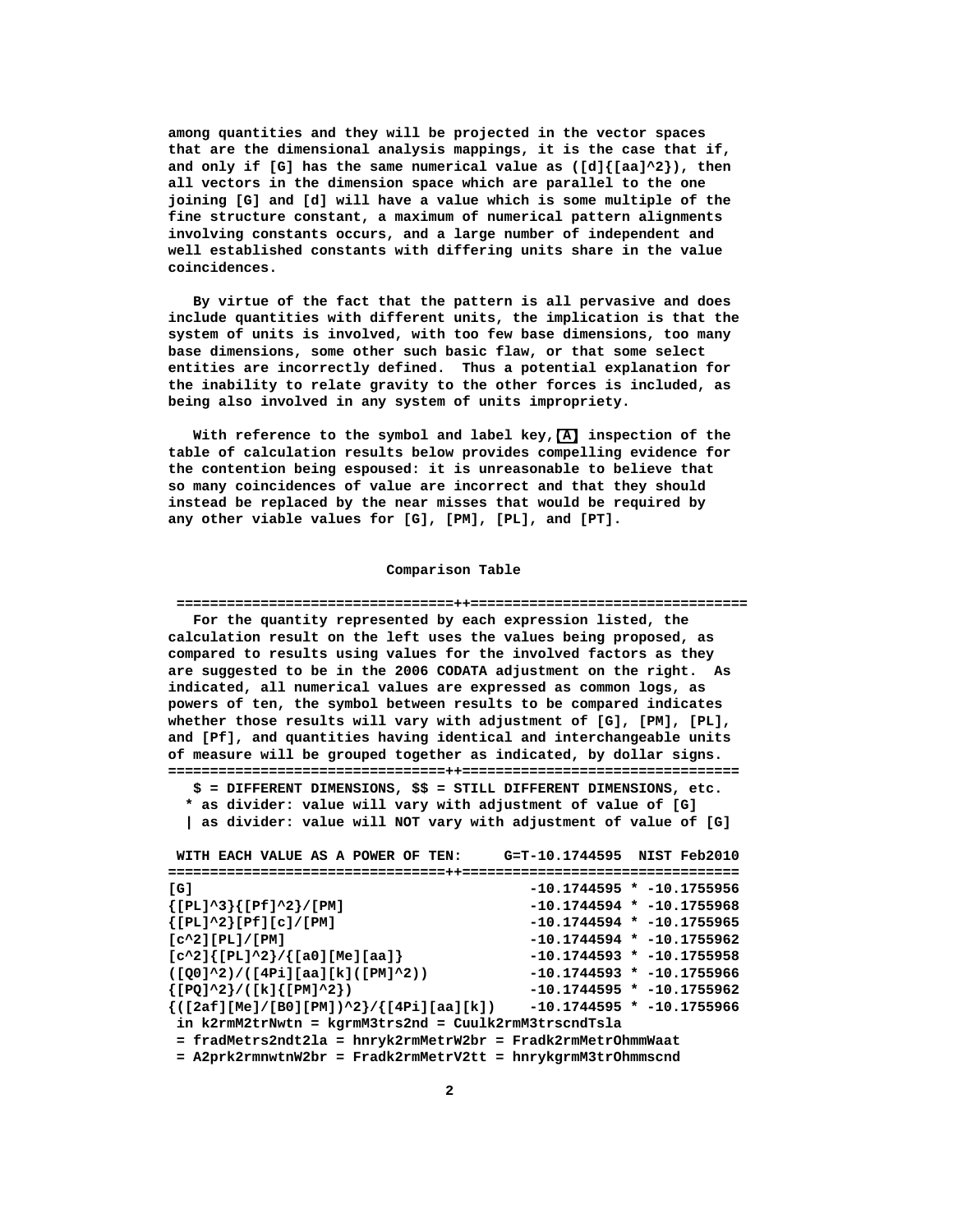among quantities and they will be projected in the vector spaces that are the dimensional analysis mappings, it is the case that if, and only if [G] has the same numerical value as ([d]{[aa]^2}), then all vectors in the dimension space which are parallel to the one joining [G] and [d] will have a value which is some multiple of the fine structure constant, a maximum of numerical pattern alignments involving constants occurs, and a large number of independent and well established constants with differing units share in the value coincidences.

By virtue of the fact that the pattern is all pervasive and does include quantities with different units, the implication is that the system of units is involved, with too few base dimensions, too many base dimensions, some other such basic flaw, or that some select entities are incorrectly defined. Thus a potential explanation for the inability to relate gravity to the other forces is included, as being also involved in any system of units impropriety.

With reference to the symbol and label key, [A] inspection of the table of calculation results below provides compelling evidence for the contention being espoused: it is unreasonable to believe that so many coincidences of value are incorrect and that they should instead be replaced by the near misses that would be required by any other viable values for [G], [PM], [PL], and [PT].

### Comparison Table

```
 ================================++================================
   For the quantity represented by each expression listed, the
calculation result on the left uses the values being proposed, as
compared to results using values for the involved factors as they
are suggested to be in the 2006 CODATA adjustment on the right.  As
indicated, all numerical values are expressed as common logs, as
powers of ten, the symbol between results to be compared indicates
whether those results will vary with adjustment of [G], [PM], [PL],
and [Pf], and quantities having identical and interchangeable units
of measure will be grouped together as indicated, by dollar signs.
================================++================================
   $ = DIFFERENT DIMENSIONS, $$ = STILL DIFFERENT DIMENSIONS, etc.
  * as divider: value will vary with adjustment of value of [G]
  | as divider: value will NOT vary with adjustment of value of [G]

 WITH EACH VALUE AS A POWER OF TEN:     G=T-10.1744595  NIST Feb2010
================================++================================
[G]                                     -10.1744595 * -10.1755956
{[PL]^3}{[Pf]^2}/[PM]                   -10.1744594 * -10.1755968
{[PL]^2}[Pf][c]/[PM]                    -10.1744594 * -10.1755965
[c^2][PL]/[PM]                          -10.1744594 * -10.1755962
[c^2]{[PL]^2}/{[a0][Me][aa]}            -10.1744593 * -10.1755958
([Q0]^2)/([4Pi][aa][k]([PM]^2))         -10.1744593 * -10.1755966
{[PQ]^2}/([k]{[PM]^2})                  -10.1744595 * -10.1755962
{([2af][Me]/[B0][PM])^2}/{[4Pi][aa][k]) -10.1744595 * -10.1755966
 in k2rmM2trNwtn = kgrmM3trs2nd = Cuulk2rmM3trscndTsla
 = fradMetrs2ndt2la = hnryk2rmMetrW2br = Fradk2rmMetrOhmmWaat
 = A2prk2rmnwtnW2br = Fradk2rmMetrV2tt = hnrykgrmM3trOhmmscnd
```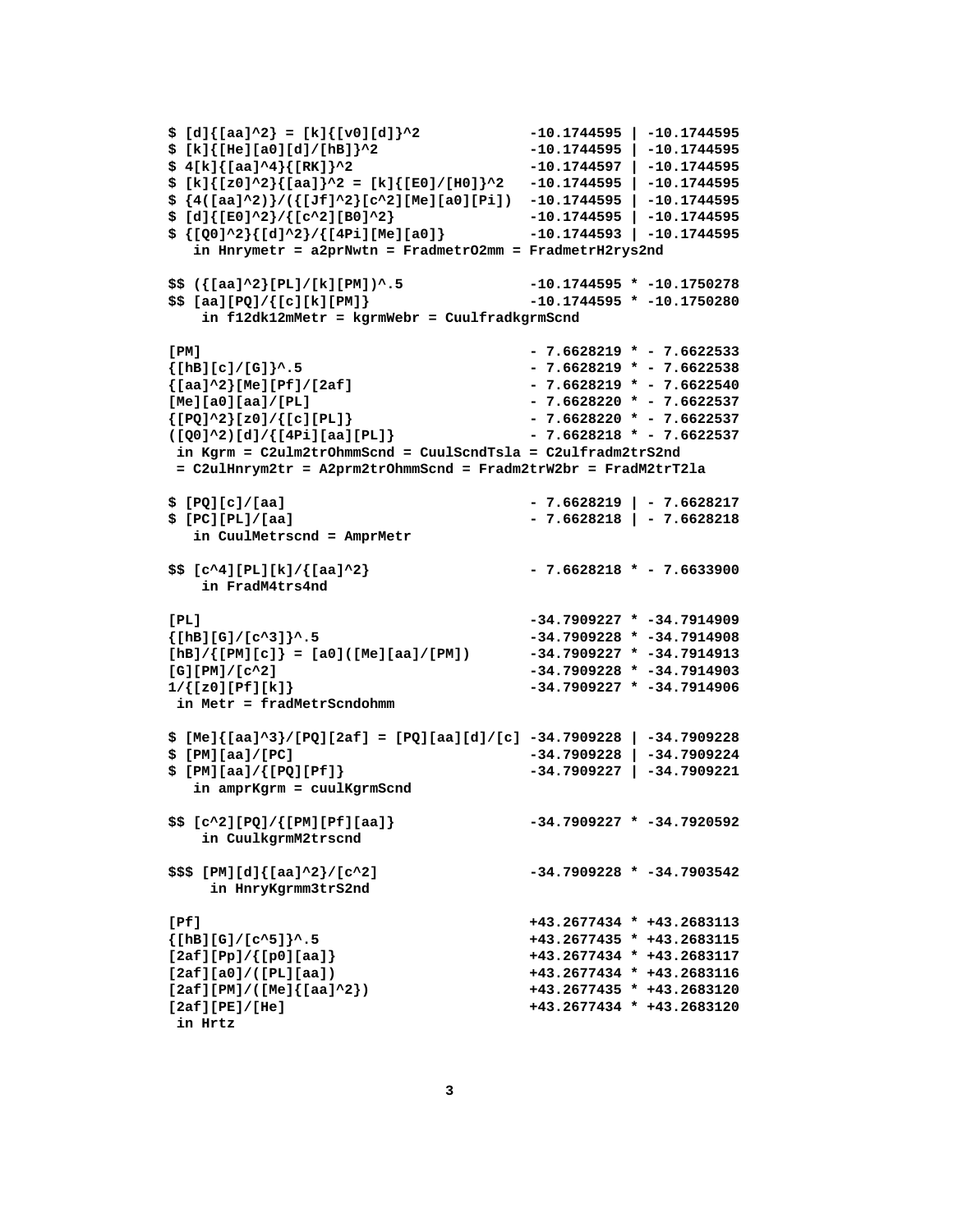```
$ [d]{[aa]^2} = [k]{[v0][d]}^2            -10.1744595 | -10.1744595
$ [k]{[He][a0][d]/[hB]}^2                 -10.1744595 | -10.1744595
$ 4[k]{[aa]^4}{[RK]}^2                    -10.1744597 | -10.1744595
$ [k]{[z0]^2}{[aa]}^2 = [k]{[E0]/[H0]}^2   -10.1744595 | -10.1744595
$ {4([aa]^2)}/({[Jf]^2}[c^2][Me][a0][Pi])  -10.1744595 | -10.1744595
$ [d]{[E0]^2}/{[c^2][B0]^2}                -10.1744595 | -10.1744595
$ {[Q0]^2}{[d]^2}/{[4Pi][Me][a0]}          -10.1744593 | -10.1744595
   in Hnrymetr = a2prNwtn = FradmetrO2mm = FradmetrH2rys2nd

$$ ({[aa]^2}[PL]/[k][PM])^.5               -10.1744595 * -10.1750278
$$ [aa][PQ]/{[c][k][PM]}                   -10.1744595 * -10.1750280
    in f12dk12mMetr = kgrmWebr = CuulfradkgrmScnd

[PM]                                       - 7.6628219 * - 7.6622533
{[hB][c]/[G]}^.5                           - 7.6628219 * - 7.6622538
{[aa]^2}[Me][Pf]/[2af]                     - 7.6628219 * - 7.6622540
[Me][a0][aa]/[PL]                          - 7.6628220 * - 7.6622537
{[PQ]^2}[z0]/{[c][PL]}                     - 7.6628220 * - 7.6622537
([Q0]^2)[d]/{[4Pi][aa][PL]}                - 7.6628218 * - 7.6622537
 in Kgrm = C2ulm2trOhmmScnd = CuulScndTsla = C2ulfradm2trS2nd
 = C2ulHnrym2tr = A2prm2trOhmmScnd = Fradm2trW2br = FradM2trT2la

$ [PQ][c]/[aa]                             - 7.6628219 | - 7.6628217
$ [PC][PL]/[aa]                            - 7.6628218 | - 7.6628218
   in CuulMetrscnd = AmprMetr

$$ [c^4][PL][k]/{[aa]^2}                   - 7.6628218 * - 7.6633900
    in FradM4trs4nd

[PL]                                       -34.7909227 * -34.7914909
{[hB][G]/[c^3]}^.5                         -34.7909228 * -34.7914908
[hB]/{[PM][c]} = [a0]([Me][aa]/[PM])       -34.7909227 * -34.7914913
[G][PM]/[c^2]                              -34.7909228 * -34.7914903
1/{[z0][Pf][k]}                            -34.7909227 * -34.7914906
 in Metr = fradMetrScndohmm

$ [Me]{[aa]^3}/[PQ][2af] = [PQ][aa][d]/[c] -34.7909228 | -34.7909228
$ [PM][aa]/[PC]                            -34.7909228 | -34.7909224
$ [PM][aa]/{[PQ][Pf]}                      -34.7909227 | -34.7909221
   in amprKgrm = cuulKgrmScnd

$$ [c^2][PQ]/{[PM][Pf][aa]}                -34.7909227 * -34.7920592
    in CuulkgrmM2trscnd

$$$ [PM][d]{[aa]^2}/[c^2]                  -34.7909228 * -34.7903542
     in HnryKgrmm3trS2nd

[Pf]                                       +43.2677434 * +43.2683113
{[hB][G]/[c^5]}^.5                         +43.2677435 * +43.2683115
[2af][Pp]/{[p0][aa]}                       +43.2677434 * +43.2683117
[2af][a0]/([PL][aa])                       +43.2677434 * +43.2683116
[2af][PM]/([Me]{[aa]^2})                   +43.2677435 * +43.2683120
[2af][PE]/[He]                             +43.2677434 * +43.2683120
 in Hrtz
```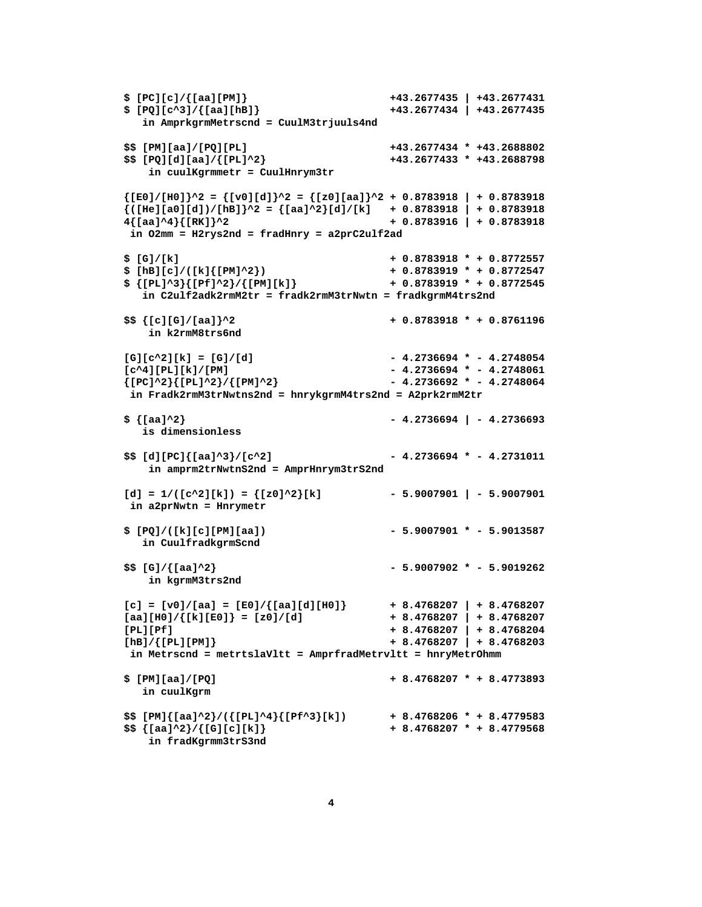```
$ [PC][c]/{[aa][PM]}                        +43.2677435 | +43.2677431
$ [PQ][c^3]/{[aa][hB]}                      +43.2677434 | +43.2677435
   in AmprkgrmMetrscnd = CuulM3trjuuls4nd

$$ [PM][aa]/[PQ][PL]                        +43.2677434 * +43.2688802
$$ [PQ][d][aa]/{[PL]^2}                     +43.2677433 * +43.2688798
    in cuulKgrmmetr = CuulHnrym3tr

{[E0]/[H0]}^2 = {[v0][d]}^2 = {[z0][aa]}^2 + 0.8783918 | + 0.8783918
{([He][a0][d])/[hB]}^2 = {[aa]^2}[d]/[k]   + 0.8783918 | + 0.8783918
4{[aa]^4}{[RK]}^2                          + 0.8783916 | + 0.8783918
 in O2mm = H2rys2nd = fradHnry = a2prC2ulf2ad

$ [G]/[k]                                  + 0.8783918 * + 0.8772557
$ [hB][c]/([k]{[PM]^2})                    + 0.8783919 * + 0.8772547
$ {[PL]^3}{[Pf]^2}/{[PM][k]}               + 0.8783919 * + 0.8772545
   in C2ulf2adk2rmM2tr = fradk2rmM3trNwtn = fradkgrmM4trs2nd

$$ {[c][G]/[aa]}^2                         + 0.8783918 * + 0.8761196
    in k2rmM8trs6nd

[G][c^2][k] = [G]/[d]                      - 4.2736694 * - 4.2748054
[c^4][PL][k]/[PM]                          - 4.2736694 * - 4.2748061
{[PC]^2}{[PL]^2}/{[PM]^2}                  - 4.2736692 * - 4.2748064
 in Fradk2rmM3trNwtns2nd = hnrykgrmM4trs2nd = A2prk2rmM2tr

$ {[aa]^2}                                 - 4.2736694 | - 4.2736693
   is dimensionless

$$ [d][PC]{[aa]^3}/[c^2]                   - 4.2736694 * - 4.2731011
    in amprm2trNwtnS2nd = AmprHnrym3trS2nd

[d] = 1/([c^2][k]) = {[z0]^2}[k]           - 5.9007901 | - 5.9007901
 in a2prNwtn = Hnrymetr

$ [PQ]/([k][c][PM][aa])                    - 5.9007901 * - 5.9013587
   in CuulfradkgrmScnd

$$ [G]/{[aa]^2}                            - 5.9007902 * - 5.9019262
    in kgrmM3trs2nd

[c] = [v0]/[aa] = [E0]/{[aa][d][H0]}       + 8.4768207 | + 8.4768207
[aa][H0]/{[k][E0]} = [z0]/[d]              + 8.4768207 | + 8.4768207
[PL][Pf]                                   + 8.4768207 | + 8.4768204
[hB]/{[PL][PM]}                            + 8.4768207 | + 8.4768203
 in Metrscnd = metrtslaVltt = AmprfradMetrvltt = hnryMetrOhmm

$ [PM][aa]/[PQ]                            + 8.4768207 * + 8.4773893
   in cuulKgrm

$$ [PM]{[aa]^2}/({[PL]^4}{[Pf^3}[k])       + 8.4768206 * + 8.4779583
$$ {[aa]^2}/{[G][c][k]}                    + 8.4768207 * + 8.4779568
    in fradKgrmm3trS3nd
```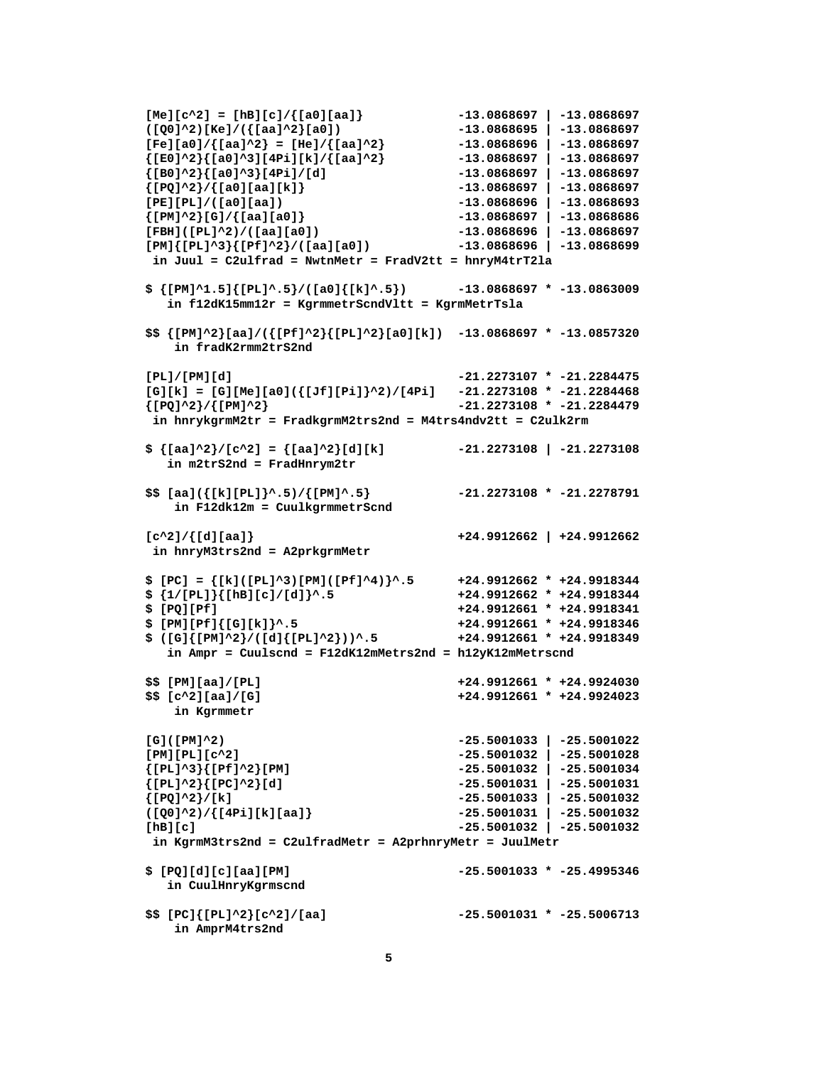```
[Me][c^2] = [hB][c]/{[a0][aa]}             -13.0868697 | -13.0868697
([Q0]^2)[Ke]/({[aa]^2}[a0])                -13.0868695 | -13.0868697
[Fe][a0]/{[aa]^2} = [He]/{[aa]^2}          -13.0868696 | -13.0868697
{[E0]^2}{[a0]^3}[4Pi][k]/{[aa]^2}          -13.0868697 | -13.0868697
{[B0]^2}{[a0]^3}[4Pi]/[d]                  -13.0868697 | -13.0868697
{[PQ]^2}/{[a0][aa][k]}                     -13.0868697 | -13.0868697
[PE][PL]/([a0][aa])                        -13.0868696 | -13.0868693
{[PM]^2}[G]/{[aa][a0]}                     -13.0868697 | -13.0868686
[FBH]([PL]^2)/([aa][a0])                   -13.0868696 | -13.0868697
[PM]{[PL]^3}{[Pf]^2}/([aa][a0])            -13.0868696 | -13.0868699
 in Juul = C2ulfrad = NwtnMetr = FradV2tt = hnryM4trT2la

$ {[PM]^1.5}{[PL]^.5}/([a0]{[k]^.5})       -13.0868697 * -13.0863009
   in f12dK15mm12r = KgrmmetrScndVltt = KgrmMetrTsla

$$ {[PM]^2}[aa]/({[Pf]^2}{[PL]^2}[a0][k])  -13.0868697 * -13.0857320
    in fradK2rmm2trS2nd

[PL]/[PM][d]                               -21.2273107 * -21.2284475
[G][k] = [G][Me][a0]({[Jf][Pi]}^2)/[4Pi]   -21.2273108 * -21.2284468
{[PQ]^2}/{[PM]^2}                          -21.2273108 * -21.2284479
 in hnrykgrmM2tr = FradkgrmM2trs2nd = M4trs4ndv2tt = C2ulk2rm

$ {[aa]^2}/[c^2] = {[aa]^2}[d][k]          -21.2273108 | -21.2273108
   in m2trS2nd = FradHnrym2tr

$$ [aa]({[k][PL]}^.5)/{[PM]^.5}            -21.2273108 * -21.2278791
    in F12dk12m = CuulkgrmmetrScnd

[c^2]/{[d][aa]}                            +24.9912662 | +24.9912662
 in hnryM3trs2nd = A2prkgrmMetr

$ [PC] = {[k]([PL]^3)[PM]([Pf]^4)}^.5      +24.9912662 * +24.9918344
$ {1/[PL]}{[hB][c]/[d]}^.5                 +24.9912662 * +24.9918344
$ [PQ][Pf]                                 +24.9912661 * +24.9918341
$ [PM][Pf]{[G][k]}^.5                      +24.9912661 * +24.9918346
$ ([G]{[PM]^2}/([d]{[PL]^2}))^.5           +24.9912661 * +24.9918349
   in Ampr = Cuulscnd = F12dK12mMetrs2nd = h12yK12mMetrscnd

$$ [PM][aa]/[PL]                           +24.9912661 * +24.9924030
$$ [c^2][aa]/[G]                           +24.9912661 * +24.9924023
    in Kgrmmetr

[G]([PM]^2)                                -25.5001033 | -25.5001022
[PM][PL][c^2]                              -25.5001032 | -25.5001028
{[PL]^3}{[Pf]^2}[PM]                       -25.5001032 | -25.5001034
{[PL]^2}{[PC]^2}[d]                        -25.5001031 | -25.5001031
{[PQ]^2}/[k]                               -25.5001033 | -25.5001032
([Q0]^2)/{[4Pi][k][aa]}                    -25.5001031 | -25.5001032
[hB][c]                                    -25.5001032 | -25.5001032
 in KgrmM3trs2nd = C2ulfradMetr = A2prhnryMetr = JuulMetr

$ [PQ][d][c][aa][PM]                       -25.5001033 * -25.4995346
   in CuulHnryKgrmscnd

$$ [PC]{[PL]^2}[c^2]/[aa]                  -25.5001031 * -25.5006713
    in AmprM4trs2nd
```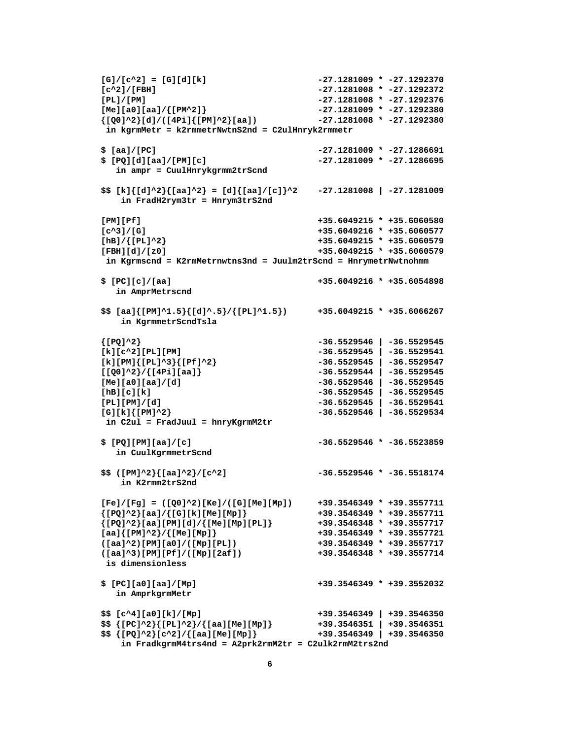```
[G]/[c^2] = [G][d][k]                         -27.1281009 * -27.1292370
[c^2]/[FBH]                                   -27.1281008 * -27.1292372
[PL]/[PM]                                     -27.1281008 * -27.1292376
[Me][a0][aa]/{[PM^2]}                         -27.1281009 * -27.1292380
{[Q0]^2}[d]/([4Pi]{[PM]^2}[aa])               -27.1281008 * -27.1292380
 in kgrmMetr = k2rmmetrNwtnS2nd = C2ulHnryk2rmmetr

$ [aa]/[PC]                                   -27.1281009 * -27.1286691
$ [PQ][d][aa]/[PM][c]                         -27.1281009 * -27.1286695
   in ampr = CuulHnrykgrmm2trScnd

$$ [k]{[d]^2}{[aa]^2} = [d]{[aa]/[c]}^2       -27.1281008 | -27.1281009
    in FradH2rym3tr = Hnrym3trS2nd

[PM][Pf]                                      +35.6049215 * +35.6060580
[c^3]/[G]                                     +35.6049216 * +35.6060577
[hB]/{[PL]^2}                                 +35.6049215 * +35.6060579
[FBH][d]/[z0]                                 +35.6049215 * +35.6060579
 in Kgrmscnd = K2rmMetrnwtns3nd = Juulm2trScnd = HnrymetrNwtnohmm

$ [PC][c]/[aa]                                +35.6049216 * +35.6054898
   in AmprMetrscnd

$$ [aa]{[PM]^1.5}{[d]^.5}/{[PL]^1.5})         +35.6049215 * +35.6066267
    in KgrmmetrScndTsla

{[PQ]^2}                                      -36.5529546 | -36.5529545
[k][c^2][PL][PM]                              -36.5529545 | -36.5529541
[k][PM]{[PL]^3}{[Pf]^2}                       -36.5529545 | -36.5529547
[[Q0]^2}/{[4Pi][aa]}                          -36.5529544 | -36.5529545
[Me][a0][aa]/[d]                              -36.5529546 | -36.5529545
[hB][c][k]                                    -36.5529545 | -36.5529545
[PL][PM]/[d]                                  -36.5529545 | -36.5529541
[G][k]{[PM]^2}                                -36.5529546 | -36.5529534
 in C2ul = FradJuul = hnryKgrmM2tr

$ [PQ][PM][aa]/[c]                            -36.5529546 * -36.5523859
   in CuulKgrmmetrScnd

$$ ([PM]^2}{[aa]^2}/[c^2]                     -36.5529546 * -36.5518174
    in K2rmm2trS2nd

[Fe]/[Fg] = ([Q0]^2)[Ke]/([G][Me][Mp])        +39.3546349 * +39.3557711
{[PQ]^2}[aa]/{[G][k][Me][Mp]}                 +39.3546349 * +39.3557711
{[PQ]^2}[aa][PM][d]/{[Me][Mp][PL]}            +39.3546348 * +39.3557717
[aa]{[PM]^2}/{[Me][Mp]}                       +39.3546349 * +39.3557721
([aa]^2)[PM][a0]/([Mp][PL])                   +39.3546349 * +39.3557717
([aa]^3)[PM][Pf]/([Mp][2af])                  +39.3546348 * +39.3557714
 is dimensionless

$ [PC][a0][aa]/[Mp]                           +39.3546349 * +39.3552032
   in AmprkgrmMetr

$$ [c^4][a0][k]/[Mp]                          +39.3546349 | +39.3546350
$$ {[PC]^2}{[PL]^2}/{[aa][Me][Mp]}            +39.3546351 | +39.3546351
$$ {[PQ]^2}[c^2]/{[aa][Me][Mp]}               +39.3546349 | +39.3546350
    in FradkgrmM4trs4nd = A2prk2rmM2tr = C2ulk2rmM2trs2nd
```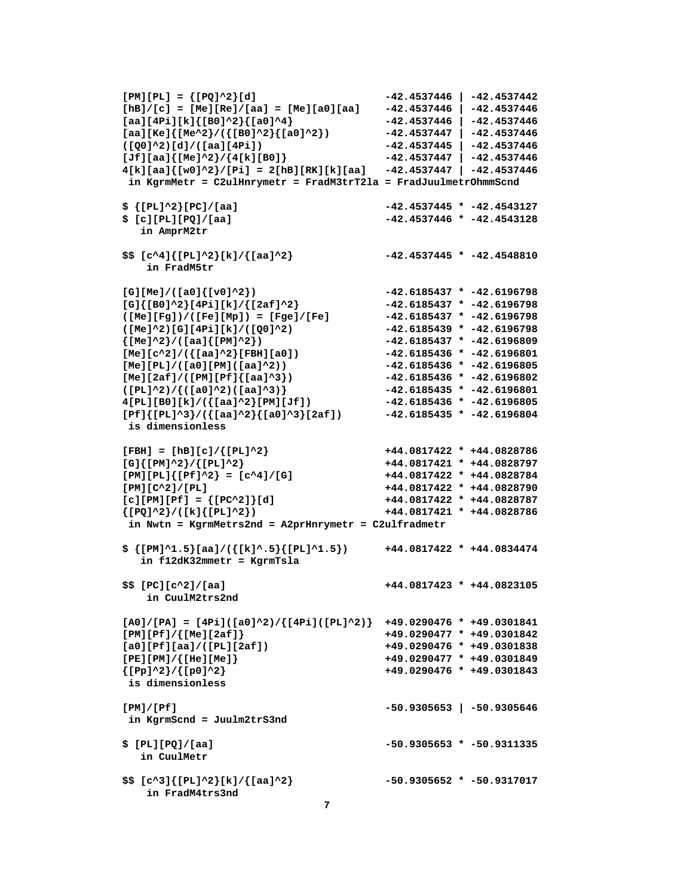```
[PM][PL] = {[PQ]^2}[d]                         -42.4537446 | -42.4537442
[hB]/[c] = [Me][Re]/[aa] = [Me][a0][aa]        -42.4537446 | -42.4537446
[aa][4Pi][k]{[B0]^2}{[a0]^4}                   -42.4537446 | -42.4537446
[aa][Ke]{[Me^2}/({[B0]^2}{[a0]^2})             -42.4537447 | -42.4537446
([Q0]^2)[d]/([aa][4Pi])                        -42.4537445 | -42.4537446
[Jf][aa]{[Me]^2}/{4[k][B0]}                    -42.4537447 | -42.4537446
4[k][aa]{[w0]^2}/[Pi] = 2[hB][RK][k][aa]       -42.4537447 | -42.4537446
 in KgrmMetr = C2ulHnrymetr = FradM3trT2la = FradJuulmetrOhmmScnd

$ {[PL]^2}[PC]/[aa]                            -42.4537445 * -42.4543127
$ [c][PL][PQ]/[aa]                             -42.4537446 * -42.4543128
   in AmprM2tr

$$ [c^4]{[PL]^2}[k]/{[aa]^2}                   -42.4537445 * -42.4548810
    in FradM5tr

[G][Me]/([a0]{[v0]^2})                         -42.6185437 * -42.6196798
[G]{[B0]^2}[4Pi][k]/{[2af]^2}                  -42.6185437 * -42.6196798
([Me][Fg])/([Fe][Mp]) = [Fge]/[Fe]             -42.6185437 * -42.6196798
([Me]^2)[G][4Pi][k]/([Q0]^2)                   -42.6185439 * -42.6196798
{[Me]^2}/([aa]{[PM]^2})                        -42.6185437 * -42.6196809
[Me][c^2]/({[aa]^2}[FBH][a0])                  -42.6185436 * -42.6196801
[Me][PL]/([a0][PM]([aa]^2))                    -42.6185436 * -42.6196805
[Me][2af]/([PM][Pf]{[aa]^3})                   -42.6185436 * -42.6196802
([PL]^2)/{([a0]^2)([aa]^3)}                    -42.6185435 * -42.6196801
4[PL][B0][k]/({[aa]^2}[PM][Jf])                -42.6185436 * -42.6196805
[Pf]{[PL]^3}/({[aa]^2}{[a0]^3}[2af])           -42.6185435 * -42.6196804
 is dimensionless

[FBH] = [hB][c]/{[PL]^2}                       +44.0817422 * +44.0828786
[G]{[PM]^2}/{[PL]^2}                           +44.0817421 * +44.0828797
[PM][PL]{[Pf]^2} = [c^4]/[G]                   +44.0817422 * +44.0828784
[PM][C^2]/[PL]                                 +44.0817422 * +44.0828790
[c][PM][Pf] = {[PC^2]}[d]                      +44.0817422 * +44.0828787
{[PQ]^2}/([k]{[PL]^2})                         +44.0817421 * +44.0828786
 in Nwtn = KgrmMetrs2nd = A2prHnrymetr = C2ulfradmetr

$ {[PM]^1.5}[aa]/({[k]^.5}{[PL]^1.5})          +44.0817422 * +44.0834474
   in f12dK32mmetr = KgrmTsla

$$ [PC][c^2]/[aa]                              +44.0817423 * +44.0823105
    in CuulM2trs2nd

[A0]/[PA] = [4Pi]([a0]^2)/{[4Pi]([PL]^2)}      +49.0290476 * +49.0301841
[PM][Pf]/{[Me][2af]}                           +49.0290477 * +49.0301842
[a0][Pf][aa]/([PL][2af])                       +49.0290476 * +49.0301838
[PE][PM]/{[He][Me]}                            +49.0290477 * +49.0301849
{[Pp]^2}/{[p0]^2}                              +49.0290476 * +49.0301843
 is dimensionless

[PM]/[Pf]                                      -50.9305653 | -50.9305646
 in KgrmScnd = Juulm2trS3nd

$ [PL][PQ]/[aa]                                -50.9305653 * -50.9311335
   in CuulMetr

$$ [c^3]{[PL]^2}[k]/{[aa]^2}                   -50.9305652 * -50.9317017
    in FradM4trs3nd
```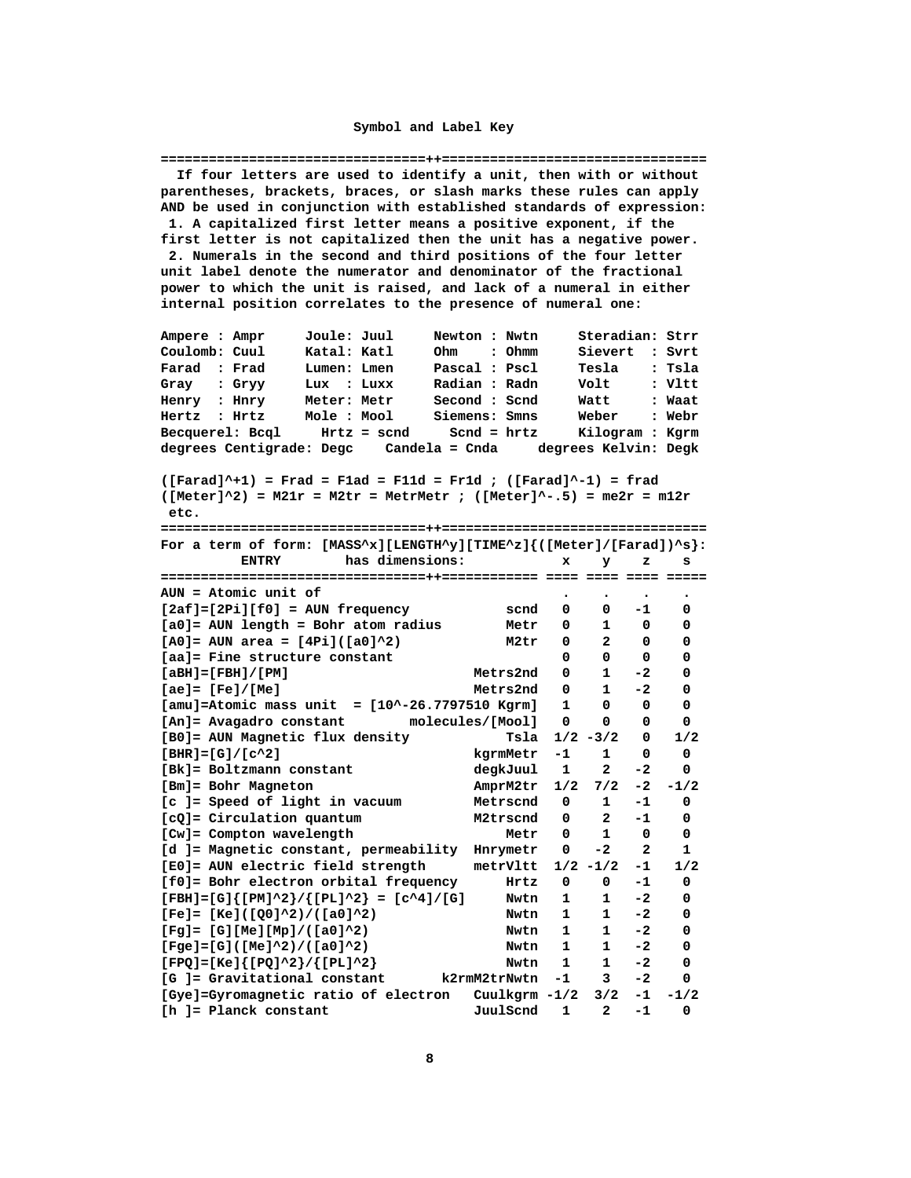## Symbol and Label Key

If four letters are used to identify a unit, then with or without parentheses, brackets, braces, or slash marks these rules can apply AND be used in conjunction with established standards of expression:

1. A capitalized first letter means a positive exponent, if the first letter is not capitalized then the unit has a negative power.
2. Numerals in the second and third positions of the four letter unit label denote the numerator and denominator of the fractional power to which the unit is raised, and lack of a numeral in either internal position correlates to the presence of numeral one:

```
Ampere : Ampr     Joule: Juul     Newton : Nwtn     Steradian: Strr
Coulomb: Cuul     Katal: Katl     Ohm    : Ohmm     Sievert  : Svrt
Farad  : Frad     Lumen: Lmen     Pascal : Pscl     Tesla    : Tsla
Gray   : Gryy     Lux  : Luxx     Radian : Radn     Volt     : Vltt
Henry  : Hnry     Meter: Metr     Second : Scnd     Watt     : Waat
Hertz  : Hrtz     Mole : Mool     Siemens: Smns     Weber    : Webr
Becquerel: Bcql     Hrtz = scnd     Scnd = hrtz     Kilogram : Kgrm
degrees Centigrade: Degc    Candela = Cnda     degrees Kelvin: Degk

([Farad]^+1) = Frad = F1ad = F11d = Fr1d ; ([Farad]^-1) = frad
([Meter]^2) = M21r = M2tr = MetrMetr ; ([Meter]^-.5) = me2r = m12r
 etc.
```

For a term of form: [MASS^x][LENGTH^y][TIME^z]{([Meter]/[Farad])^s}:

| ENTRY | has dimensions: | x | y | z | s |
|---|---|---|---|---|---|
| AUN = Atomic unit of | | . | . | . | . |
| [2af]=[2Pi][f0] = AUN frequency | scnd | 0 | 0 | -1 | 0 |
| [a0]= AUN length = Bohr atom radius | Metr | 0 | 1 | 0 | 0 |
| [A0]= AUN area = [4Pi]([a0]^2) | M2tr | 0 | 2 | 0 | 0 |
| [aa]= Fine structure constant | | 0 | 0 | 0 | 0 |
| [aBH]=[FBH]/[PM] | Metrs2nd | 0 | 1 | -2 | 0 |
| [ae]= [Fe]/[Me] | Metrs2nd | 0 | 1 | -2 | 0 |
| [amu]=Atomic mass unit = [10^-26.7797510 Kgrm] | | 1 | 0 | 0 | 0 |
| [An]= Avagadro constant | molecules/[Mool] | 0 | 0 | 0 | 0 |
| [B0]= AUN Magnetic flux density | Tsla | 1/2 | -3/2 | 0 | 1/2 |
| [BHR]=[G]/[c^2] | kgrmMetr | -1 | 1 | 0 | 0 |
| [Bk]= Boltzmann constant | degkJuul | 1 | 2 | -2 | 0 |
| [Bm]= Bohr Magneton | AmprM2tr | 1/2 | 7/2 | -2 | -1/2 |
| [c ]= Speed of light in vacuum | Metrscnd | 0 | 1 | -1 | 0 |
| [cQ]= Circulation quantum | M2trscnd | 0 | 2 | -1 | 0 |
| [Cw]= Compton wavelength | Metr | 0 | 1 | 0 | 0 |
| [d ]= Magnetic constant, permeability | Hnrymetr | 0 | -2 | 2 | 1 |
| [E0]= AUN electric field strength | metrVltt | 1/2 | -1/2 | -1 | 1/2 |
| [f0]= Bohr electron orbital frequency | Hrtz | 0 | 0 | -1 | 0 |
| [FBH]=[G]{[PM]^2}/{[PL]^2} = [c^4]/[G] | Nwtn | 1 | 1 | -2 | 0 |
| [Fe]= [Ke]([Q0]^2)/([a0]^2) | Nwtn | 1 | 1 | -2 | 0 |
| [Fg]= [G][Me][Mp]/([a0]^2) | Nwtn | 1 | 1 | -2 | 0 |
| [Fge]=[G]([Me]^2)/([a0]^2) | Nwtn | 1 | 1 | -2 | 0 |
| [FPQ]=[Ke]{[PQ]^2}/{[PL]^2} | Nwtn | 1 | 1 | -2 | 0 |
| [G ]= Gravitational constant | k2rmM2trNwtn | -1 | 3 | -2 | 0 |
| [Gye]=Gyromagnetic ratio of electron | Cuulkgrm | -1/2 | 3/2 | -1 | -1/2 |
| [h ]= Planck constant | JuulScnd | 1 | 2 | -1 | 0 |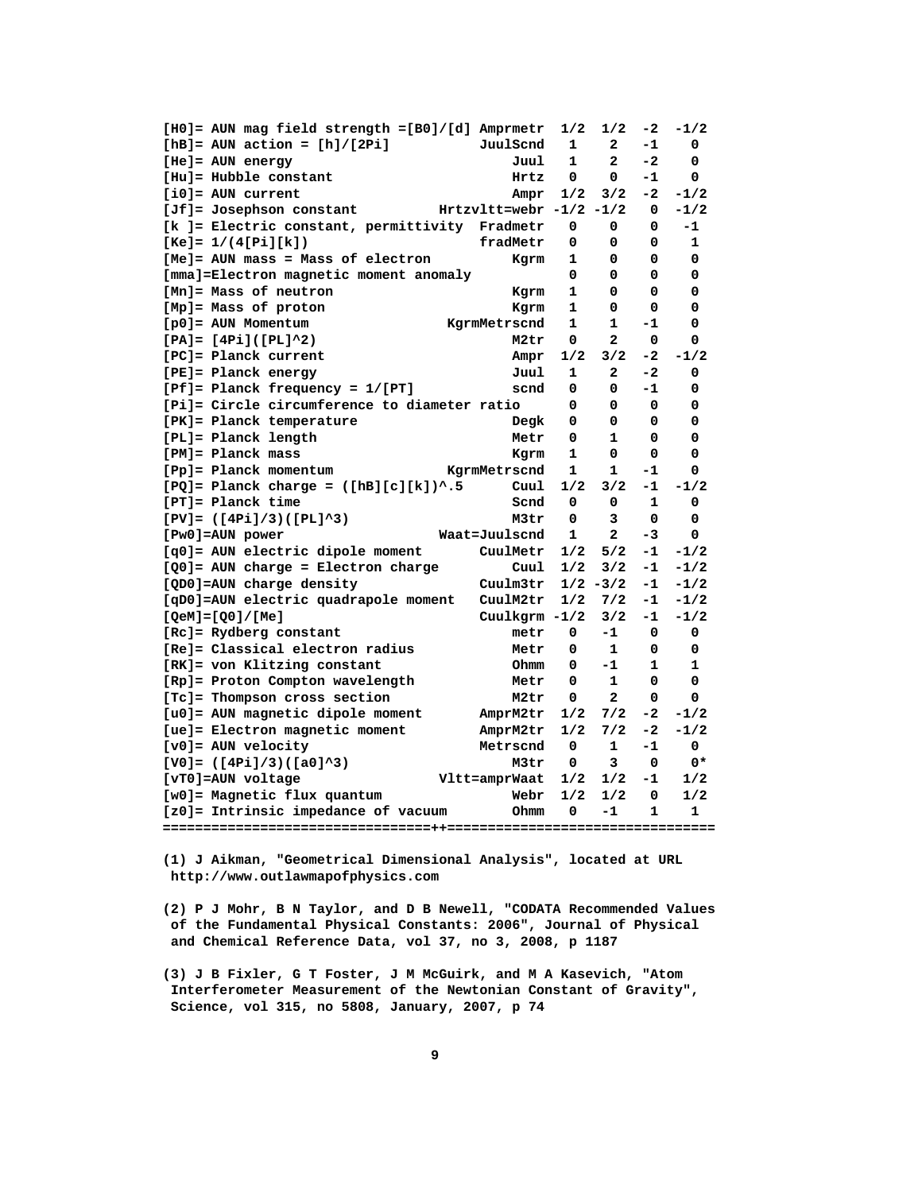| | | | | | |
|---|---|---|---|---|---|
| [H0]= AUN mag field strength =[B0]/[d] | Amprmetr | 1/2 | 1/2 | -2 | -1/2 |
| [hB]= AUN action = [h]/[2Pi] | JuulScnd | 1 | 2 | -1 | 0 |
| [He]= AUN energy | Juul | 1 | 2 | -2 | 0 |
| [Hu]= Hubble constant | Hrtz | 0 | 0 | -1 | 0 |
| [i0]= AUN current | Ampr | 1/2 | 3/2 | -2 | -1/2 |
| [Jf]= Josephson constant | Hrtzvltt=webr | -1/2 | -1/2 | 0 | -1/2 |
| [k ]= Electric constant, permittivity | Fradmetr | 0 | 0 | 0 | -1 |
| [Ke]= 1/(4[Pi][k]) | fradMetr | 0 | 0 | 0 | 1 |
| [Me]= AUN mass = Mass of electron | Kgrm | 1 | 0 | 0 | 0 |
| [mma]=Electron magnetic moment anomaly | | 0 | 0 | 0 | 0 |
| [Mn]= Mass of neutron | Kgrm | 1 | 0 | 0 | 0 |
| [Mp]= Mass of proton | Kgrm | 1 | 0 | 0 | 0 |
| [p0]= AUN Momentum | KgrmMetrscnd | 1 | 1 | -1 | 0 |
| [PA]= [4Pi]([PL]^2) | M2tr | 0 | 2 | 0 | 0 |
| [PC]= Planck current | Ampr | 1/2 | 3/2 | -2 | -1/2 |
| [PE]= Planck energy | Juul | 1 | 2 | -2 | 0 |
| [Pf]= Planck frequency = 1/[PT] | scnd | 0 | 0 | -1 | 0 |
| [Pi]= Circle circumference to diameter ratio | | 0 | 0 | 0 | 0 |
| [PK]= Planck temperature | Degk | 0 | 0 | 0 | 0 |
| [PL]= Planck length | Metr | 0 | 1 | 0 | 0 |
| [PM]= Planck mass | Kgrm | 1 | 0 | 0 | 0 |
| [Pp]= Planck momentum | KgrmMetrscnd | 1 | 1 | -1 | 0 |
| [PQ]= Planck charge = ([hB][c][k])^.5 | Cuul | 1/2 | 3/2 | -1 | -1/2 |
| [PT]= Planck time | Scnd | 0 | 0 | 1 | 0 |
| [PV]= ([4Pi]/3)([PL]^3) | M3tr | 0 | 3 | 0 | 0 |
| [Pw0]=AUN power | Waat=Juulscnd | 1 | 2 | -3 | 0 |
| [q0]= AUN electric dipole moment | CuulMetr | 1/2 | 5/2 | -1 | -1/2 |
| [Q0]= AUN charge = Electron charge | Cuul | 1/2 | 3/2 | -1 | -1/2 |
| [QD0]=AUN charge density | Cuulm3tr | 1/2 | -3/2 | -1 | -1/2 |
| [qD0]=AUN electric quadrapole moment | CuulM2tr | 1/2 | 7/2 | -1 | -1/2 |
| [QeM]=[Q0]/[Me] | Cuulkgrm | -1/2 | 3/2 | -1 | -1/2 |
| [Rc]= Rydberg constant | metr | 0 | -1 | 0 | 0 |
| [Re]= Classical electron radius | Metr | 0 | 1 | 0 | 0 |
| [RK]= von Klitzing constant | Ohmm | 0 | -1 | 1 | 1 |
| [Rp]= Proton Compton wavelength | Metr | 0 | 1 | 0 | 0 |
| [Tc]= Thompson cross section | M2tr | 0 | 2 | 0 | 0 |
| [u0]= AUN magnetic dipole moment | AmprM2tr | 1/2 | 7/2 | -2 | -1/2 |
| [ue]= Electron magnetic moment | AmprM2tr | 1/2 | 7/2 | -2 | -1/2 |
| [v0]= AUN velocity | Metrscnd | 0 | 1 | -1 | 0 |
| [V0]= ([4Pi]/3)([a0]^3) | M3tr | 0 | 3 | 0 | 0* |
| [vT0]=AUN voltage | Vltt=amprWaat | 1/2 | 1/2 | -1 | 1/2 |
| [w0]= Magnetic flux quantum | Webr | 1/2 | 1/2 | 0 | 1/2 |
| [z0]= Intrinsic impedance of vacuum | Ohmm | 0 | -1 | 1 | 1 |

================================++================================

(1) J Aikman, "Geometrical Dimensional Analysis", located at URL http://www.outlawmapofphysics.com

(2) P J Mohr, B N Taylor, and D B Newell, "CODATA Recommended Values of the Fundamental Physical Constants: 2006", Journal of Physical and Chemical Reference Data, vol 37, no 3, 2008, p 1187

(3) J B Fixler, G T Foster, J M McGuirk, and M A Kasevich, "Atom Interferometer Measurement of the Newtonian Constant of Gravity", Science, vol 315, no 5808, January, 2007, p 74